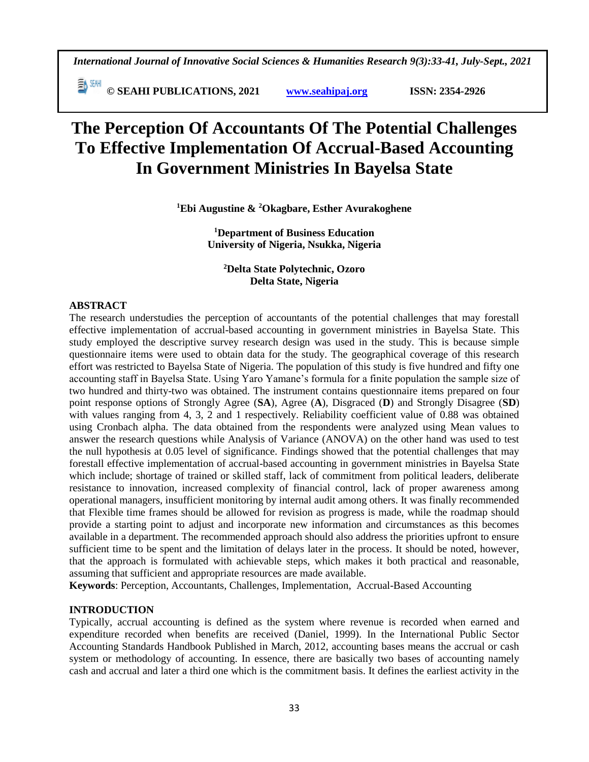# The Perception Of Accountants Of The Potential Challenges To Effective Implementation Of Accrual-Based Accounting In Government Ministries In Bayelsa State

**[1]Ebi Augustine & [2]Okagbare, Esther Avurakoghene**

**[1]Department of Business Education**
**University of Nigeria, Nsukka, Nigeria**

**[2]Delta State Polytechnic, Ozoro**
**Delta State, Nigeria**

## ABSTRACT

The research understudies the perception of accountants of the potential challenges that may forestall effective implementation of accrual-based accounting in government ministries in Bayelsa State. This study employed the descriptive survey research design was used in the study. This is because simple questionnaire items were used to obtain data for the study. The geographical coverage of this research effort was restricted to Bayelsa State of Nigeria. The population of this study is five hundred and fifty one accounting staff in Bayelsa State. Using Yaro Yamane's formula for a finite population the sample size of two hundred and thirty-two was obtained. The instrument contains questionnaire items prepared on four point response options of Strongly Agree (**SA**), Agree (**A**), Disgraced (**D**) and Strongly Disagree (**SD**) with values ranging from 4, 3, 2 and 1 respectively. Reliability coefficient value of 0.88 was obtained using Cronbach alpha. The data obtained from the respondents were analyzed using Mean values to answer the research questions while Analysis of Variance (ANOVA) on the other hand was used to test the null hypothesis at 0.05 level of significance. Findings showed that the potential challenges that may forestall effective implementation of accrual-based accounting in government ministries in Bayelsa State which include; shortage of trained or skilled staff, lack of commitment from political leaders, deliberate resistance to innovation, increased complexity of financial control, lack of proper awareness among operational managers, insufficient monitoring by internal audit among others. It was finally recommended that Flexible time frames should be allowed for revision as progress is made, while the roadmap should provide a starting point to adjust and incorporate new information and circumstances as this becomes available in a department. The recommended approach should also address the priorities upfront to ensure sufficient time to be spent and the limitation of delays later in the process. It should be noted, however, that the approach is formulated with achievable steps, which makes it both practical and reasonable, assuming that sufficient and appropriate resources are made available.

**Keywords**: Perception, Accountants, Challenges, Implementation, Accrual-Based Accounting

## INTRODUCTION

Typically, accrual accounting is defined as the system where revenue is recorded when earned and expenditure recorded when benefits are received (Daniel, 1999). In the International Public Sector Accounting Standards Handbook Published in March, 2012, accounting bases means the accrual or cash system or methodology of accounting. In essence, there are basically two bases of accounting namely cash and accrual and later a third one which is the commitment basis. It defines the earliest activity in the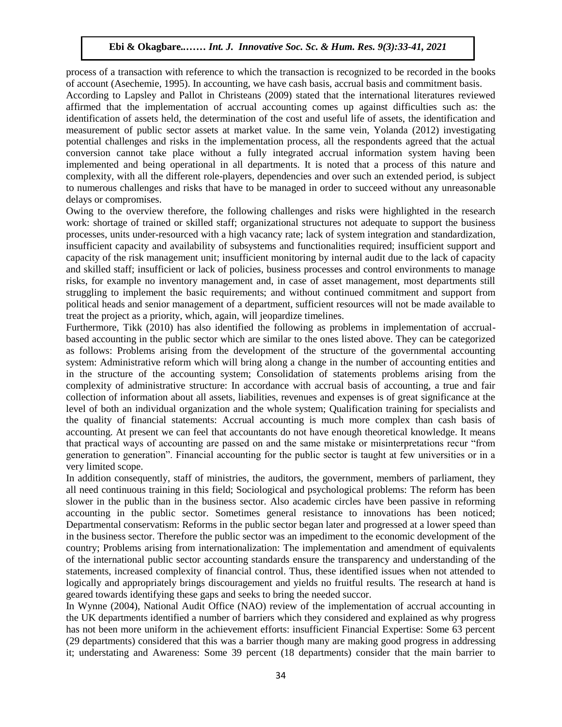process of a transaction with reference to which the transaction is recognized to be recorded in the books of account (Asechemie, 1995). In accounting, we have cash basis, accrual basis and commitment basis.

According to Lapsley and Pallot in Christeans (2009) stated that the international literatures reviewed affirmed that the implementation of accrual accounting comes up against difficulties such as: the identification of assets held, the determination of the cost and useful life of assets, the identification and measurement of public sector assets at market value. In the same vein, Yolanda (2012) investigating potential challenges and risks in the implementation process, all the respondents agreed that the actual conversion cannot take place without a fully integrated accrual information system having been implemented and being operational in all departments. It is noted that a process of this nature and complexity, with all the different role-players, dependencies and over such an extended period, is subject to numerous challenges and risks that have to be managed in order to succeed without any unreasonable delays or compromises.

Owing to the overview therefore, the following challenges and risks were highlighted in the research work: shortage of trained or skilled staff; organizational structures not adequate to support the business processes, units under-resourced with a high vacancy rate; lack of system integration and standardization, insufficient capacity and availability of subsystems and functionalities required; insufficient support and capacity of the risk management unit; insufficient monitoring by internal audit due to the lack of capacity and skilled staff; insufficient or lack of policies, business processes and control environments to manage risks, for example no inventory management and, in case of asset management, most departments still struggling to implement the basic requirements; and without continued commitment and support from political heads and senior management of a department, sufficient resources will not be made available to treat the project as a priority, which, again, will jeopardize timelines.

Furthermore, Tikk (2010) has also identified the following as problems in implementation of accrual-based accounting in the public sector which are similar to the ones listed above. They can be categorized as follows: Problems arising from the development of the structure of the governmental accounting system: Administrative reform which will bring along a change in the number of accounting entities and in the structure of the accounting system; Consolidation of statements problems arising from the complexity of administrative structure: In accordance with accrual basis of accounting, a true and fair collection of information about all assets, liabilities, revenues and expenses is of great significance at the level of both an individual organization and the whole system; Qualification training for specialists and the quality of financial statements: Accrual accounting is much more complex than cash basis of accounting. At present we can feel that accountants do not have enough theoretical knowledge. It means that practical ways of accounting are passed on and the same mistake or misinterpretations recur "from generation to generation". Financial accounting for the public sector is taught at few universities or in a very limited scope.

In addition consequently, staff of ministries, the auditors, the government, members of parliament, they all need continuous training in this field; Sociological and psychological problems: The reform has been slower in the public than in the business sector. Also academic circles have been passive in reforming accounting in the public sector. Sometimes general resistance to innovations has been noticed; Departmental conservatism: Reforms in the public sector began later and progressed at a lower speed than in the business sector. Therefore the public sector was an impediment to the economic development of the country; Problems arising from internationalization: The implementation and amendment of equivalents of the international public sector accounting standards ensure the transparency and understanding of the statements, increased complexity of financial control. Thus, these identified issues when not attended to logically and appropriately brings discouragement and yields no fruitful results. The research at hand is geared towards identifying these gaps and seeks to bring the needed succor.

In Wynne (2004), National Audit Office (NAO) review of the implementation of accrual accounting in the UK departments identified a number of barriers which they considered and explained as why progress has not been more uniform in the achievement efforts: insufficient Financial Expertise: Some 63 percent (29 departments) considered that this was a barrier though many are making good progress in addressing it; understating and Awareness: Some 39 percent (18 departments) consider that the main barrier to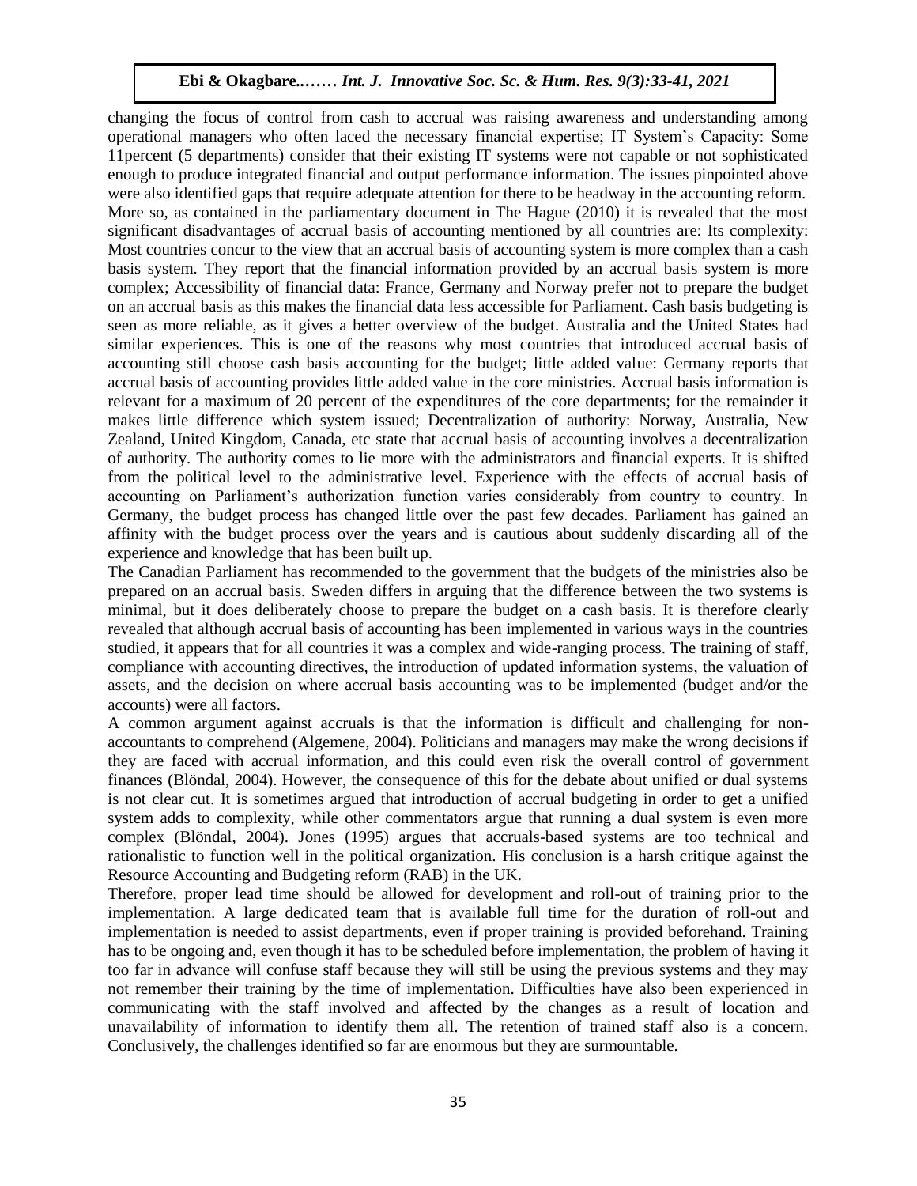changing the focus of control from cash to accrual was raising awareness and understanding among operational managers who often laced the necessary financial expertise; IT System's Capacity: Some 11percent (5 departments) consider that their existing IT systems were not capable or not sophisticated enough to produce integrated financial and output performance information. The issues pinpointed above were also identified gaps that require adequate attention for there to be headway in the accounting reform. More so, as contained in the parliamentary document in The Hague (2010) it is revealed that the most significant disadvantages of accrual basis of accounting mentioned by all countries are: Its complexity: Most countries concur to the view that an accrual basis of accounting system is more complex than a cash basis system. They report that the financial information provided by an accrual basis system is more complex; Accessibility of financial data: France, Germany and Norway prefer not to prepare the budget on an accrual basis as this makes the financial data less accessible for Parliament. Cash basis budgeting is seen as more reliable, as it gives a better overview of the budget. Australia and the United States had similar experiences. This is one of the reasons why most countries that introduced accrual basis of accounting still choose cash basis accounting for the budget; little added value: Germany reports that accrual basis of accounting provides little added value in the core ministries. Accrual basis information is relevant for a maximum of 20 percent of the expenditures of the core departments; for the remainder it makes little difference which system issued; Decentralization of authority: Norway, Australia, New Zealand, United Kingdom, Canada, etc state that accrual basis of accounting involves a decentralization of authority. The authority comes to lie more with the administrators and financial experts. It is shifted from the political level to the administrative level. Experience with the effects of accrual basis of accounting on Parliament's authorization function varies considerably from country to country. In Germany, the budget process has changed little over the past few decades. Parliament has gained an affinity with the budget process over the years and is cautious about suddenly discarding all of the experience and knowledge that has been built up.

The Canadian Parliament has recommended to the government that the budgets of the ministries also be prepared on an accrual basis. Sweden differs in arguing that the difference between the two systems is minimal, but it does deliberately choose to prepare the budget on a cash basis. It is therefore clearly revealed that although accrual basis of accounting has been implemented in various ways in the countries studied, it appears that for all countries it was a complex and wide-ranging process. The training of staff, compliance with accounting directives, the introduction of updated information systems, the valuation of assets, and the decision on where accrual basis accounting was to be implemented (budget and/or the accounts) were all factors.

A common argument against accruals is that the information is difficult and challenging for non-accountants to comprehend (Algemene, 2004). Politicians and managers may make the wrong decisions if they are faced with accrual information, and this could even risk the overall control of government finances (Blöndal, 2004). However, the consequence of this for the debate about unified or dual systems is not clear cut. It is sometimes argued that introduction of accrual budgeting in order to get a unified system adds to complexity, while other commentators argue that running a dual system is even more complex (Blöndal, 2004). Jones (1995) argues that accruals-based systems are too technical and rationalistic to function well in the political organization. His conclusion is a harsh critique against the Resource Accounting and Budgeting reform (RAB) in the UK.

Therefore, proper lead time should be allowed for development and roll-out of training prior to the implementation. A large dedicated team that is available full time for the duration of roll-out and implementation is needed to assist departments, even if proper training is provided beforehand. Training has to be ongoing and, even though it has to be scheduled before implementation, the problem of having it too far in advance will confuse staff because they will still be using the previous systems and they may not remember their training by the time of implementation. Difficulties have also been experienced in communicating with the staff involved and affected by the changes as a result of location and unavailability of information to identify them all. The retention of trained staff also is a concern. Conclusively, the challenges identified so far are enormous but they are surmountable.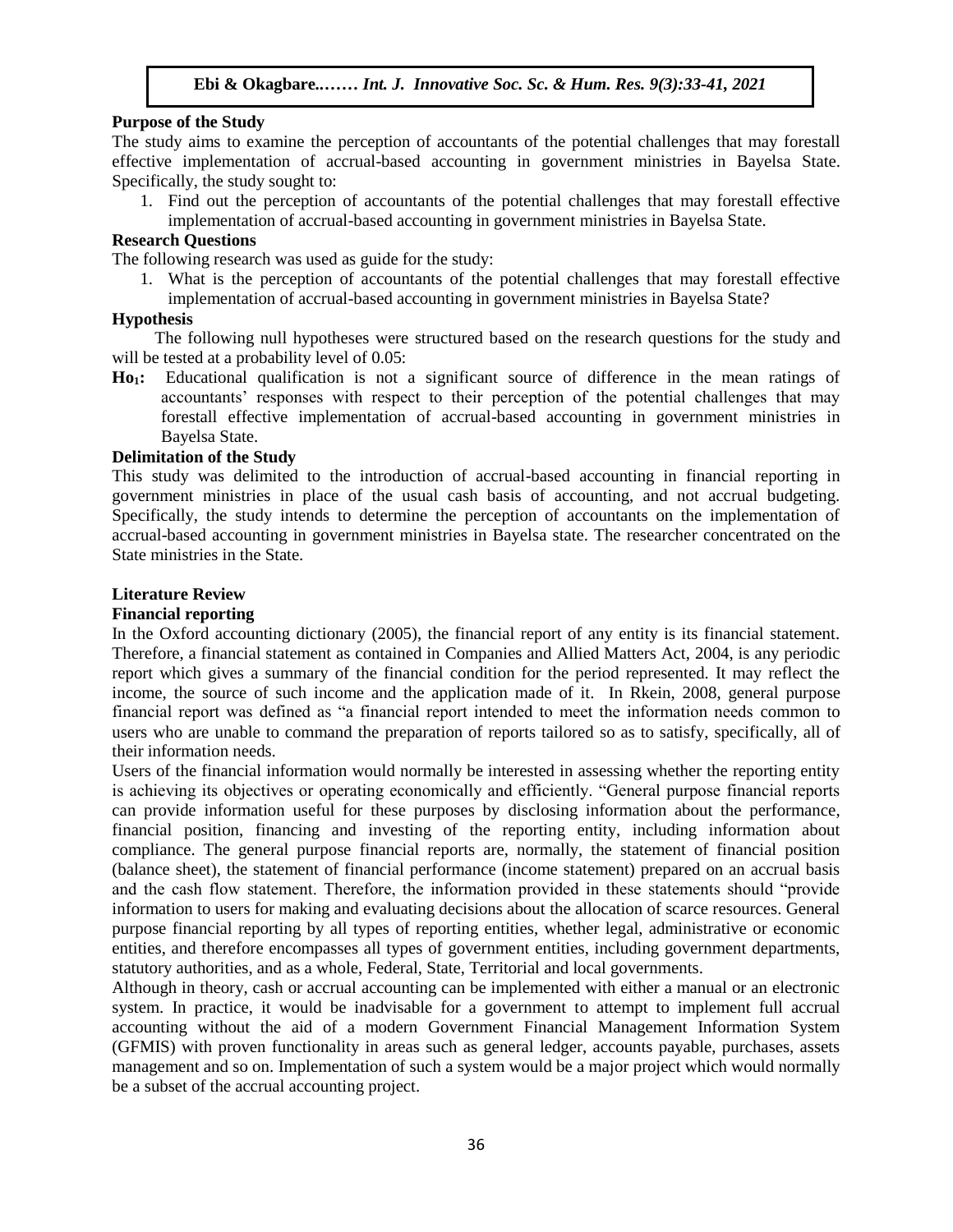**Purpose of the Study**

The study aims to examine the perception of accountants of the potential challenges that may forestall effective implementation of accrual-based accounting in government ministries in Bayelsa State. Specifically, the study sought to:

1. Find out the perception of accountants of the potential challenges that may forestall effective implementation of accrual-based accounting in government ministries in Bayelsa State.

**Research Questions**

The following research was used as guide for the study:

1. What is the perception of accountants of the potential challenges that may forestall effective implementation of accrual-based accounting in government ministries in Bayelsa State?

**Hypothesis**

The following null hypotheses were structured based on the research questions for the study and will be tested at a probability level of 0.05:

**$Ho_1$:** Educational qualification is not a significant source of difference in the mean ratings of accountants' responses with respect to their perception of the potential challenges that may forestall effective implementation of accrual-based accounting in government ministries in Bayelsa State.

**Delimitation of the Study**

This study was delimited to the introduction of accrual-based accounting in financial reporting in government ministries in place of the usual cash basis of accounting, and not accrual budgeting. Specifically, the study intends to determine the perception of accountants on the implementation of accrual-based accounting in government ministries in Bayelsa state. The researcher concentrated on the State ministries in the State.

## Literature Review

### Financial reporting

In the Oxford accounting dictionary (2005), the financial report of any entity is its financial statement. Therefore, a financial statement as contained in Companies and Allied Matters Act, 2004, is any periodic report which gives a summary of the financial condition for the period represented. It may reflect the income, the source of such income and the application made of it. In Rkein, 2008, general purpose financial report was defined as "a financial report intended to meet the information needs common to users who are unable to command the preparation of reports tailored so as to satisfy, specifically, all of their information needs.

Users of the financial information would normally be interested in assessing whether the reporting entity is achieving its objectives or operating economically and efficiently. "General purpose financial reports can provide information useful for these purposes by disclosing information about the performance, financial position, financing and investing of the reporting entity, including information about compliance. The general purpose financial reports are, normally, the statement of financial position (balance sheet), the statement of financial performance (income statement) prepared on an accrual basis and the cash flow statement. Therefore, the information provided in these statements should "provide information to users for making and evaluating decisions about the allocation of scarce resources. General purpose financial reporting by all types of reporting entities, whether legal, administrative or economic entities, and therefore encompasses all types of government entities, including government departments, statutory authorities, and as a whole, Federal, State, Territorial and local governments.

Although in theory, cash or accrual accounting can be implemented with either a manual or an electronic system. In practice, it would be inadvisable for a government to attempt to implement full accrual accounting without the aid of a modern Government Financial Management Information System (GFMIS) with proven functionality in areas such as general ledger, accounts payable, purchases, assets management and so on. Implementation of such a system would be a major project which would normally be a subset of the accrual accounting project.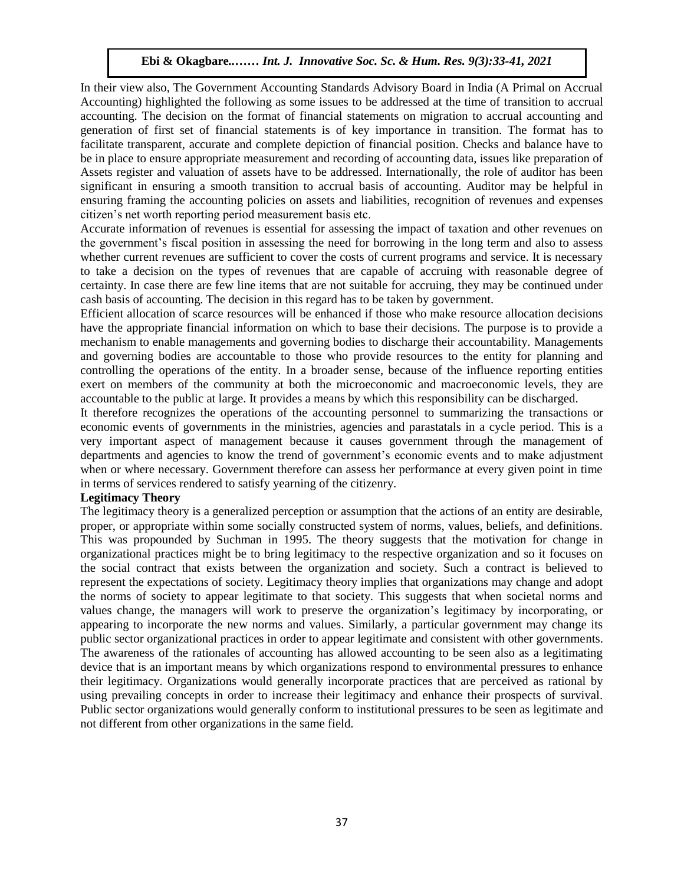In their view also, The Government Accounting Standards Advisory Board in India (A Primal on Accrual Accounting) highlighted the following as some issues to be addressed at the time of transition to accrual accounting. The decision on the format of financial statements on migration to accrual accounting and generation of first set of financial statements is of key importance in transition. The format has to facilitate transparent, accurate and complete depiction of financial position. Checks and balance have to be in place to ensure appropriate measurement and recording of accounting data, issues like preparation of Assets register and valuation of assets have to be addressed. Internationally, the role of auditor has been significant in ensuring a smooth transition to accrual basis of accounting. Auditor may be helpful in ensuring framing the accounting policies on assets and liabilities, recognition of revenues and expenses citizen's net worth reporting period measurement basis etc.

Accurate information of revenues is essential for assessing the impact of taxation and other revenues on the government's fiscal position in assessing the need for borrowing in the long term and also to assess whether current revenues are sufficient to cover the costs of current programs and service. It is necessary to take a decision on the types of revenues that are capable of accruing with reasonable degree of certainty. In case there are few line items that are not suitable for accruing, they may be continued under cash basis of accounting. The decision in this regard has to be taken by government.

Efficient allocation of scarce resources will be enhanced if those who make resource allocation decisions have the appropriate financial information on which to base their decisions. The purpose is to provide a mechanism to enable managements and governing bodies to discharge their accountability. Managements and governing bodies are accountable to those who provide resources to the entity for planning and controlling the operations of the entity. In a broader sense, because of the influence reporting entities exert on members of the community at both the microeconomic and macroeconomic levels, they are accountable to the public at large. It provides a means by which this responsibility can be discharged.

It therefore recognizes the operations of the accounting personnel to summarizing the transactions or economic events of governments in the ministries, agencies and parastatals in a cycle period. This is a very important aspect of management because it causes government through the management of departments and agencies to know the trend of government's economic events and to make adjustment when or where necessary. Government therefore can assess her performance at every given point in time in terms of services rendered to satisfy yearning of the citizenry.

**Legitimacy Theory**

The legitimacy theory is a generalized perception or assumption that the actions of an entity are desirable, proper, or appropriate within some socially constructed system of norms, values, beliefs, and definitions. This was propounded by Suchman in 1995. The theory suggests that the motivation for change in organizational practices might be to bring legitimacy to the respective organization and so it focuses on the social contract that exists between the organization and society. Such a contract is believed to represent the expectations of society. Legitimacy theory implies that organizations may change and adopt the norms of society to appear legitimate to that society. This suggests that when societal norms and values change, the managers will work to preserve the organization's legitimacy by incorporating, or appearing to incorporate the new norms and values. Similarly, a particular government may change its public sector organizational practices in order to appear legitimate and consistent with other governments. The awareness of the rationales of accounting has allowed accounting to be seen also as a legitimating device that is an important means by which organizations respond to environmental pressures to enhance their legitimacy. Organizations would generally incorporate practices that are perceived as rational by using prevailing concepts in order to increase their legitimacy and enhance their prospects of survival. Public sector organizations would generally conform to institutional pressures to be seen as legitimate and not different from other organizations in the same field.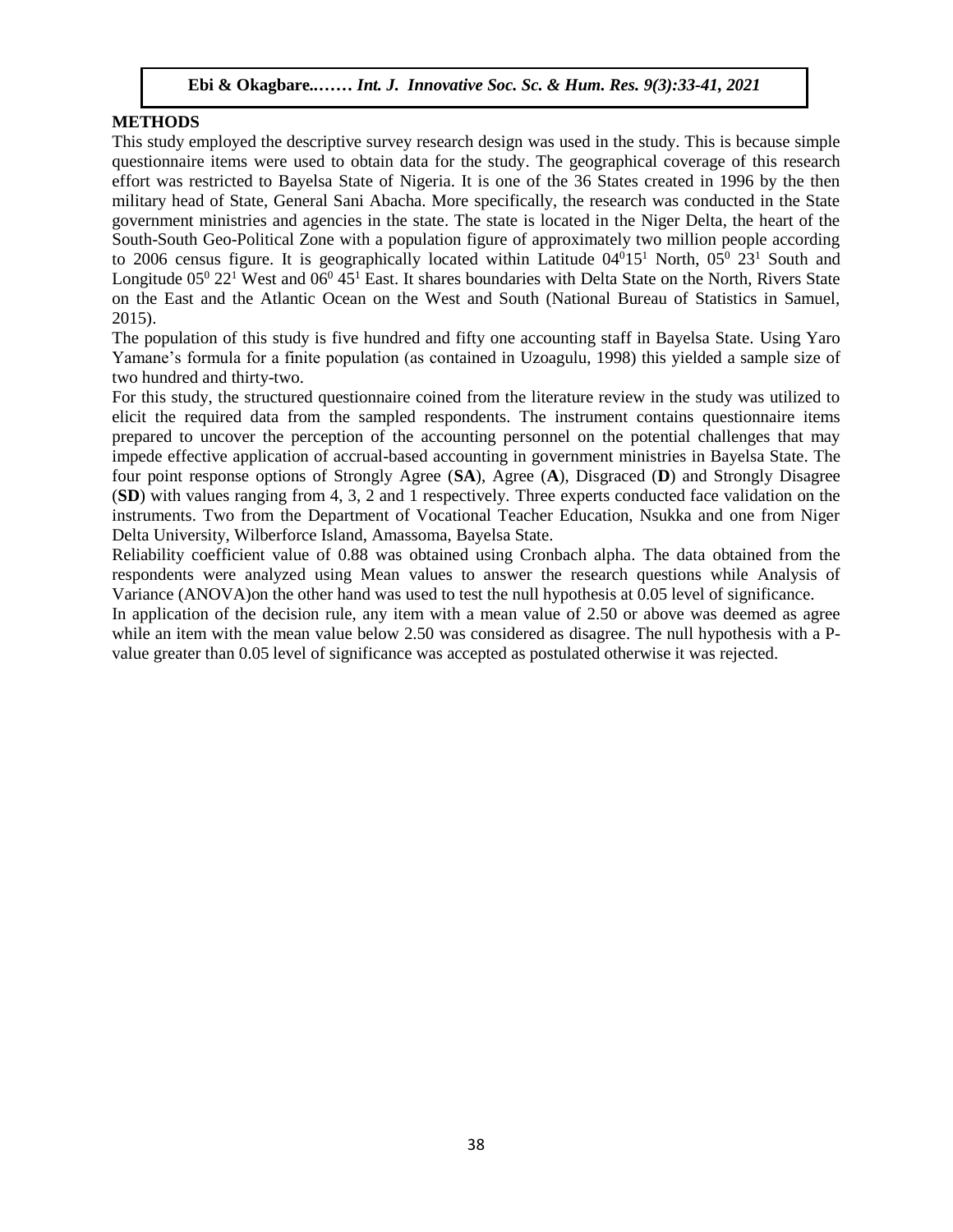## METHODS

This study employed the descriptive survey research design was used in the study. This is because simple questionnaire items were used to obtain data for the study. The geographical coverage of this research effort was restricted to Bayelsa State of Nigeria. It is one of the 36 States created in 1996 by the then military head of State, General Sani Abacha. More specifically, the research was conducted in the State government ministries and agencies in the state. The state is located in the Niger Delta, the heart of the South-South Geo-Political Zone with a population figure of approximately two million people according to 2006 census figure. It is geographically located within Latitude $04^0 15^1$ North, $05^0$ $23^1$ South and Longitude $05^0$ $22^1$ West and $06^0$ $45^1$ East. It shares boundaries with Delta State on the North, Rivers State on the East and the Atlantic Ocean on the West and South (National Bureau of Statistics in Samuel, 2015).

The population of this study is five hundred and fifty one accounting staff in Bayelsa State. Using Yaro Yamane's formula for a finite population (as contained in Uzoagulu, 1998) this yielded a sample size of two hundred and thirty-two.

For this study, the structured questionnaire coined from the literature review in the study was utilized to elicit the required data from the sampled respondents. The instrument contains questionnaire items prepared to uncover the perception of the accounting personnel on the potential challenges that may impede effective application of accrual-based accounting in government ministries in Bayelsa State. The four point response options of Strongly Agree (**SA**), Agree (**A**), Disgraced (**D**) and Strongly Disagree (**SD**) with values ranging from 4, 3, 2 and 1 respectively. Three experts conducted face validation on the instruments. Two from the Department of Vocational Teacher Education, Nsukka and one from Niger Delta University, Wilberforce Island, Amassoma, Bayelsa State.

Reliability coefficient value of 0.88 was obtained using Cronbach alpha. The data obtained from the respondents were analyzed using Mean values to answer the research questions while Analysis of Variance (ANOVA)on the other hand was used to test the null hypothesis at 0.05 level of significance.

In application of the decision rule, any item with a mean value of 2.50 or above was deemed as agree while an item with the mean value below 2.50 was considered as disagree. The null hypothesis with a P-value greater than 0.05 level of significance was accepted as postulated otherwise it was rejected.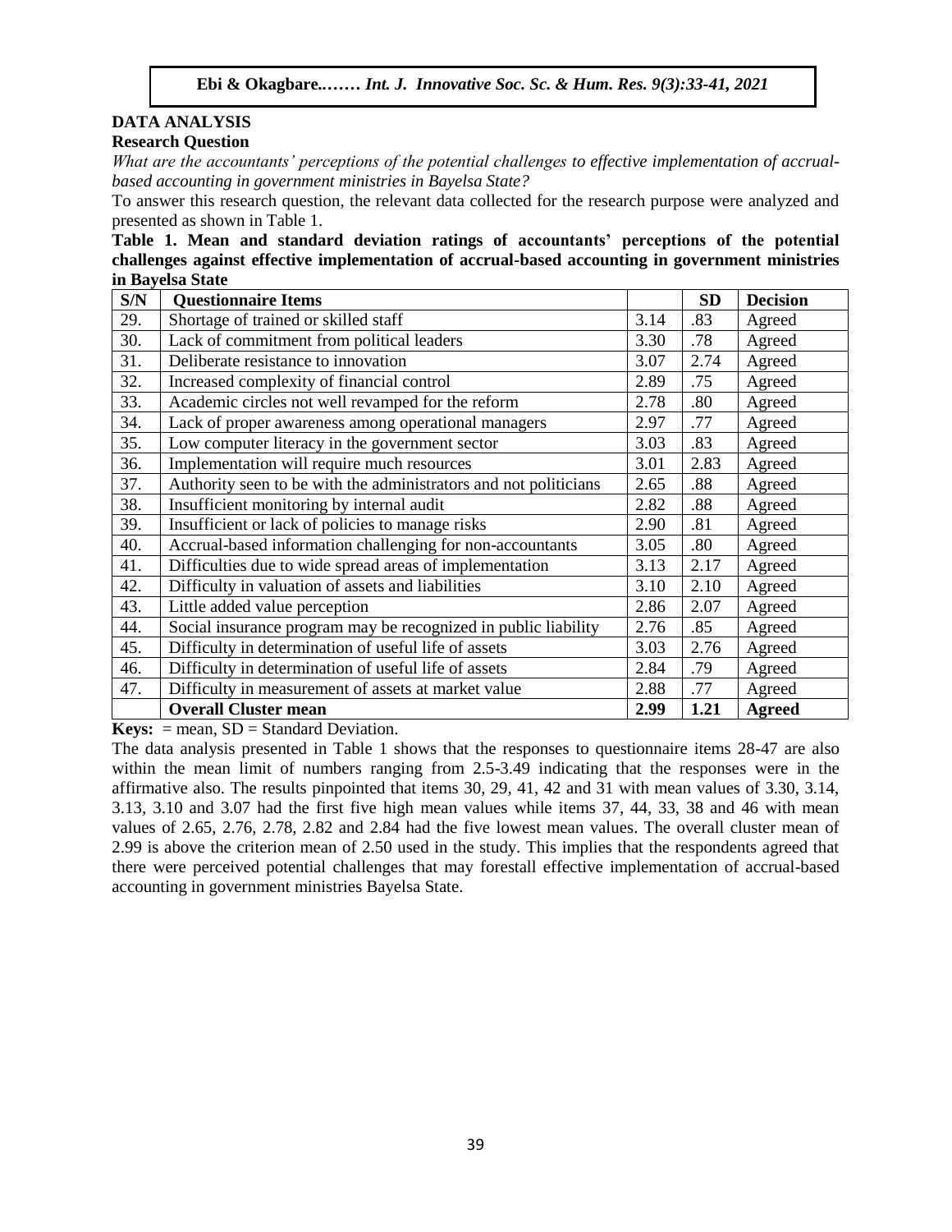## DATA ANALYSIS

### Research Question

*What are the accountants' perceptions of the potential challenges to effective implementation of accrual-based accounting in government ministries in Bayelsa State?*

To answer this research question, the relevant data collected for the research purpose were analyzed and presented as shown in Table 1.

**Table 1. Mean and standard deviation ratings of accountants' perceptions of the potential challenges against effective implementation of accrual-based accounting in government ministries in Bayelsa State**

| S/N | Questionnaire Items | | SD | Decision |
|---|---|---|---|---|
| 29. | Shortage of trained or skilled staff | 3.14 | .83 | Agreed |
| 30. | Lack of commitment from political leaders | 3.30 | .78 | Agreed |
| 31. | Deliberate resistance to innovation | 3.07 | 2.74 | Agreed |
| 32. | Increased complexity of financial control | 2.89 | .75 | Agreed |
| 33. | Academic circles not well revamped for the reform | 2.78 | .80 | Agreed |
| 34. | Lack of proper awareness among operational managers | 2.97 | .77 | Agreed |
| 35. | Low computer literacy in the government sector | 3.03 | .83 | Agreed |
| 36. | Implementation will require much resources | 3.01 | 2.83 | Agreed |
| 37. | Authority seen to be with the administrators and not politicians | 2.65 | .88 | Agreed |
| 38. | Insufficient monitoring by internal audit | 2.82 | .88 | Agreed |
| 39. | Insufficient or lack of policies to manage risks | 2.90 | .81 | Agreed |
| 40. | Accrual-based information challenging for non-accountants | 3.05 | .80 | Agreed |
| 41. | Difficulties due to wide spread areas of implementation | 3.13 | 2.17 | Agreed |
| 42. | Difficulty in valuation of assets and liabilities | 3.10 | 2.10 | Agreed |
| 43. | Little added value perception | 2.86 | 2.07 | Agreed |
| 44. | Social insurance program may be recognized in public liability | 2.76 | .85 | Agreed |
| 45. | Difficulty in determination of useful life of assets | 3.03 | 2.76 | Agreed |
| 46. | Difficulty in determination of useful life of assets | 2.84 | .79 | Agreed |
| 47. | Difficulty in measurement of assets at market value | 2.88 | .77 | Agreed |
| | **Overall Cluster mean** | **2.99** | **1.21** | **Agreed** |

**Keys:** = mean, SD = Standard Deviation.

The data analysis presented in Table 1 shows that the responses to questionnaire items 28-47 are also within the mean limit of numbers ranging from 2.5-3.49 indicating that the responses were in the affirmative also. The results pinpointed that items 30, 29, 41, 42 and 31 with mean values of 3.30, 3.14, 3.13, 3.10 and 3.07 had the first five high mean values while items 37, 44, 33, 38 and 46 with mean values of 2.65, 2.76, 2.78, 2.82 and 2.84 had the five lowest mean values. The overall cluster mean of 2.99 is above the criterion mean of 2.50 used in the study. This implies that the respondents agreed that there were perceived potential challenges that may forestall effective implementation of accrual-based accounting in government ministries Bayelsa State.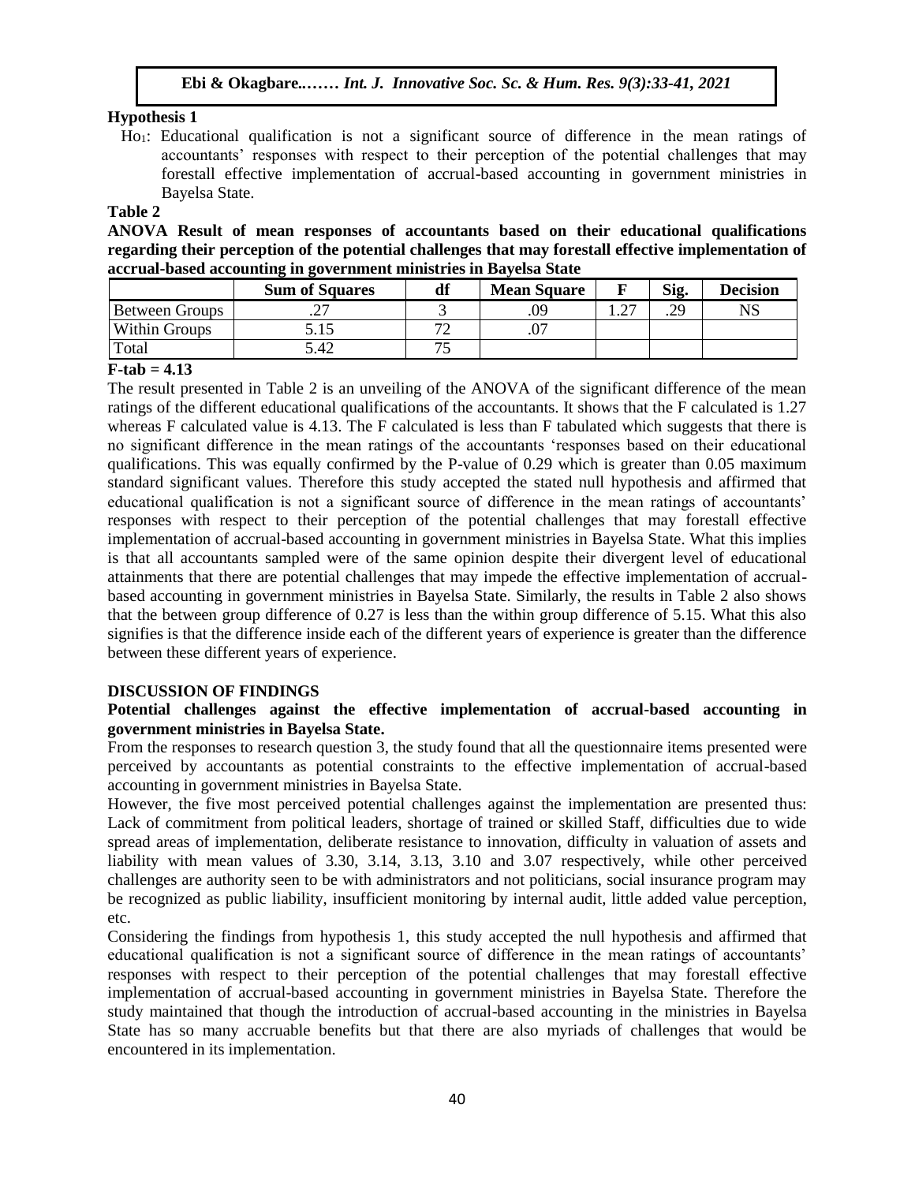**Hypothesis 1**

$Ho_1$: Educational qualification is not a significant source of difference in the mean ratings of accountants' responses with respect to their perception of the potential challenges that may forestall effective implementation of accrual-based accounting in government ministries in Bayelsa State.

**Table 2**

**ANOVA Result of mean responses of accountants based on their educational qualifications regarding their perception of the potential challenges that may forestall effective implementation of accrual-based accounting in government ministries in Bayelsa State**

| | Sum of Squares | df | Mean Square | F | Sig. | Decision |
|---|---|---|---|---|---|---|
| Between Groups | .27 | 3 | .09 | 1.27 | .29 | NS |
| Within Groups | 5.15 | 72 | .07 | | | |
| Total | 5.42 | 75 | | | | |

**F-tab = 4.13**

The result presented in Table 2 is an unveiling of the ANOVA of the significant difference of the mean ratings of the different educational qualifications of the accountants. It shows that the F calculated is 1.27 whereas F calculated value is 4.13. The F calculated is less than F tabulated which suggests that there is no significant difference in the mean ratings of the accountants 'responses based on their educational qualifications. This was equally confirmed by the P-value of 0.29 which is greater than 0.05 maximum standard significant values. Therefore this study accepted the stated null hypothesis and affirmed that educational qualification is not a significant source of difference in the mean ratings of accountants' responses with respect to their perception of the potential challenges that may forestall effective implementation of accrual-based accounting in government ministries in Bayelsa State. What this implies is that all accountants sampled were of the same opinion despite their divergent level of educational attainments that there are potential challenges that may impede the effective implementation of accrual-based accounting in government ministries in Bayelsa State. Similarly, the results in Table 2 also shows that the between group difference of 0.27 is less than the within group difference of 5.15. What this also signifies is that the difference inside each of the different years of experience is greater than the difference between these different years of experience.

## DISCUSSION OF FINDINGS

### Potential challenges against the effective implementation of accrual-based accounting in government ministries in Bayelsa State.

From the responses to research question 3, the study found that all the questionnaire items presented were perceived by accountants as potential constraints to the effective implementation of accrual-based accounting in government ministries in Bayelsa State.

However, the five most perceived potential challenges against the implementation are presented thus: Lack of commitment from political leaders, shortage of trained or skilled Staff, difficulties due to wide spread areas of implementation, deliberate resistance to innovation, difficulty in valuation of assets and liability with mean values of 3.30, 3.14, 3.13, 3.10 and 3.07 respectively, while other perceived challenges are authority seen to be with administrators and not politicians, social insurance program may be recognized as public liability, insufficient monitoring by internal audit, little added value perception, etc.

Considering the findings from hypothesis 1, this study accepted the null hypothesis and affirmed that educational qualification is not a significant source of difference in the mean ratings of accountants' responses with respect to their perception of the potential challenges that may forestall effective implementation of accrual-based accounting in government ministries in Bayelsa State. Therefore the study maintained that though the introduction of accrual-based accounting in the ministries in Bayelsa State has so many accruable benefits but that there are also myriads of challenges that would be encountered in its implementation.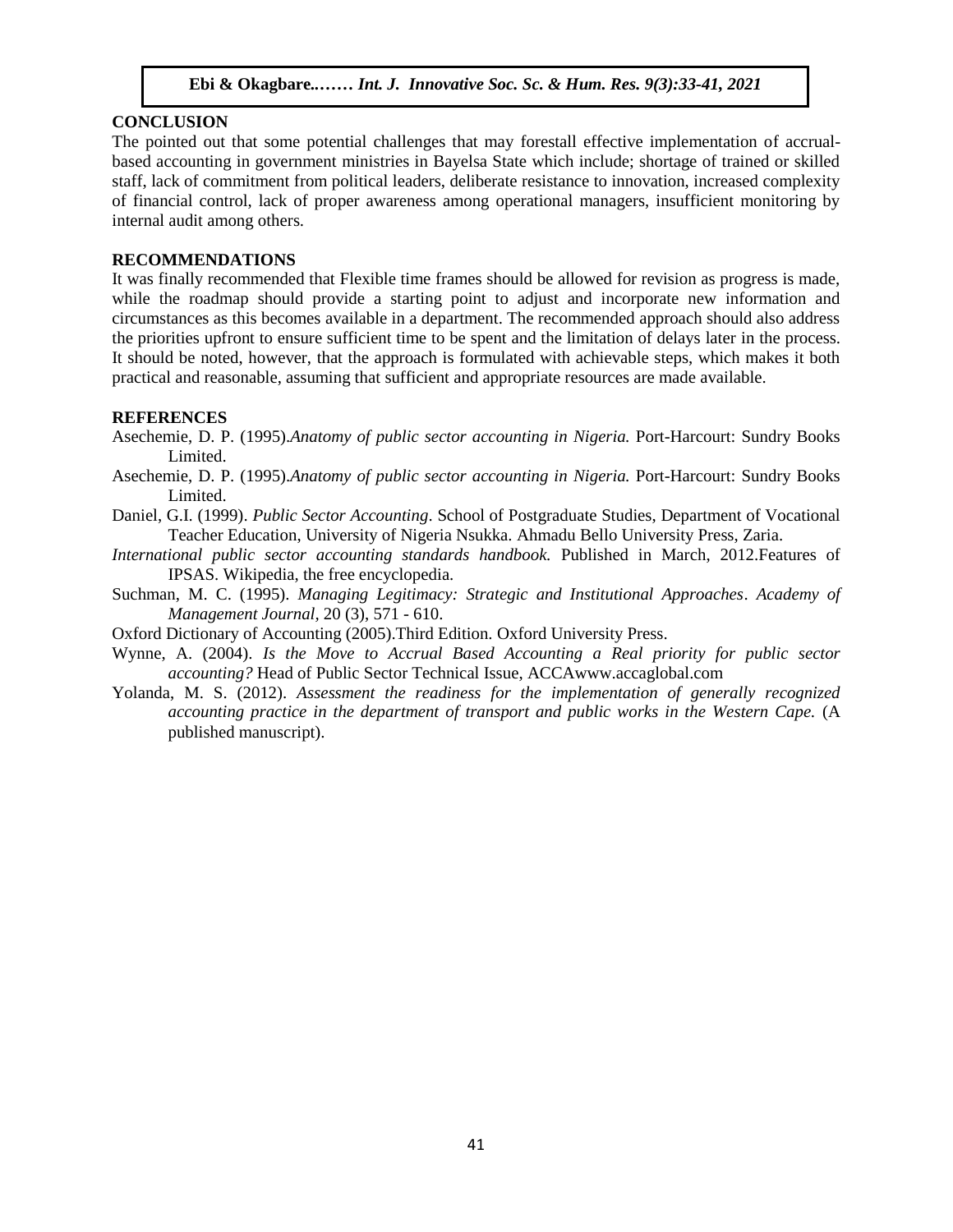## CONCLUSION

The pointed out that some potential challenges that may forestall effective implementation of accrual-based accounting in government ministries in Bayelsa State which include; shortage of trained or skilled staff, lack of commitment from political leaders, deliberate resistance to innovation, increased complexity of financial control, lack of proper awareness among operational managers, insufficient monitoring by internal audit among others.

## RECOMMENDATIONS

It was finally recommended that Flexible time frames should be allowed for revision as progress is made, while the roadmap should provide a starting point to adjust and incorporate new information and circumstances as this becomes available in a department. The recommended approach should also address the priorities upfront to ensure sufficient time to be spent and the limitation of delays later in the process. It should be noted, however, that the approach is formulated with achievable steps, which makes it both practical and reasonable, assuming that sufficient and appropriate resources are made available.

## REFERENCES

Asechemie, D. P. (1995).*Anatomy of public sector accounting in Nigeria.* Port-Harcourt: Sundry Books Limited.

Asechemie, D. P. (1995).*Anatomy of public sector accounting in Nigeria.* Port-Harcourt: Sundry Books Limited.

Daniel, G.I. (1999). *Public Sector Accounting*. School of Postgraduate Studies, Department of Vocational Teacher Education, University of Nigeria Nsukka. Ahmadu Bello University Press, Zaria.

*International public sector accounting standards handbook.* Published in March, 2012.Features of IPSAS. Wikipedia, the free encyclopedia.

Suchman, M. C. (1995). *Managing Legitimacy: Strategic and Institutional Approaches*. *Academy of Management Journal*, 20 (3), 571 - 610.

Oxford Dictionary of Accounting (2005).Third Edition. Oxford University Press.

Wynne, A. (2004). *Is the Move to Accrual Based Accounting a Real priority for public sector accounting?* Head of Public Sector Technical Issue, ACCAwww.accaglobal.com

Yolanda, M. S. (2012). *Assessment the readiness for the implementation of generally recognized accounting practice in the department of transport and public works in the Western Cape.* (A published manuscript).